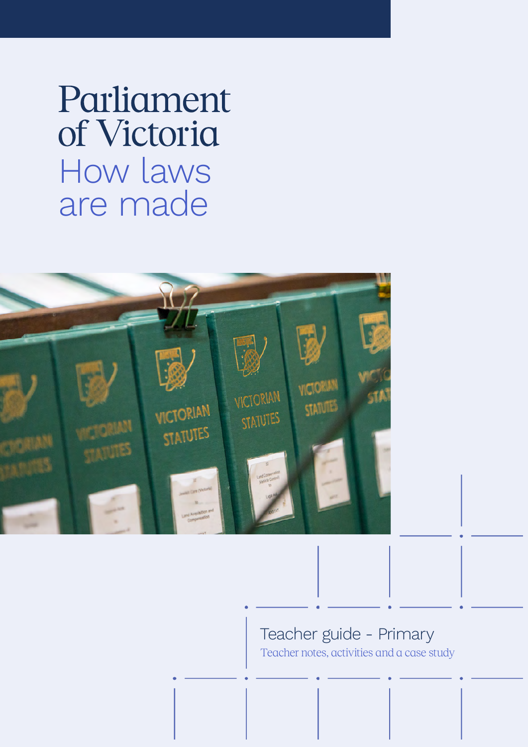# Parliament of Victoria

## How laws are made

Teacher guide - Primary

Teacher notes, activities and a case study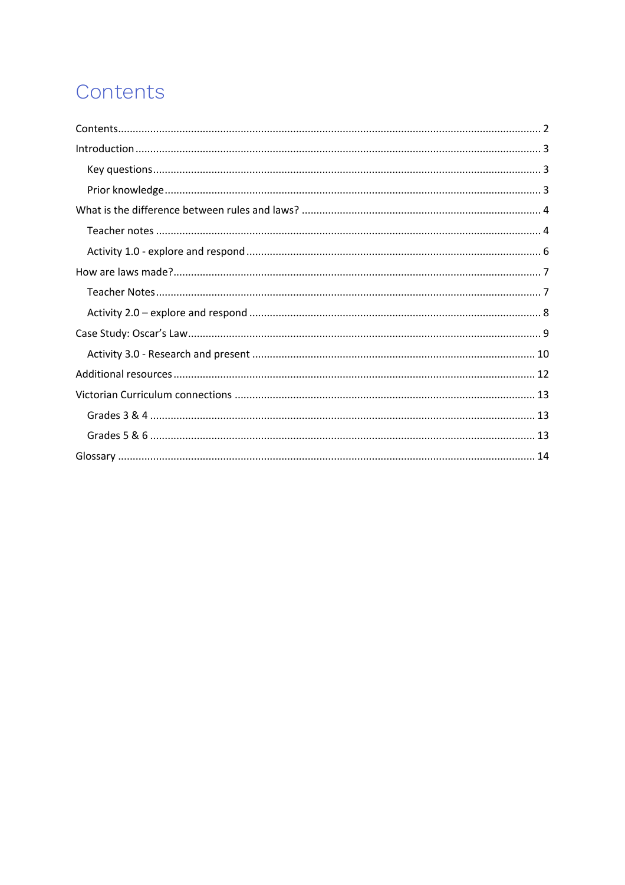# Contents

Contents .......... 2
Introduction .......... 3
- Key questions .......... 3
- Prior knowledge .......... 3

What is the difference between rules and laws? .......... 4
- Teacher notes .......... 4
- Activity 1.0 - explore and respond .......... 6

How are laws made? .......... 7
- Teacher Notes .......... 7
- Activity 2.0 – explore and respond .......... 8

Case Study: Oscar's Law .......... 9
- Activity 3.0 - Research and present .......... 10

Additional resources .......... 12
Victorian Curriculum connections .......... 13
- Grades 3 & 4 .......... 13
- Grades 5 & 6 .......... 13

Glossary .......... 14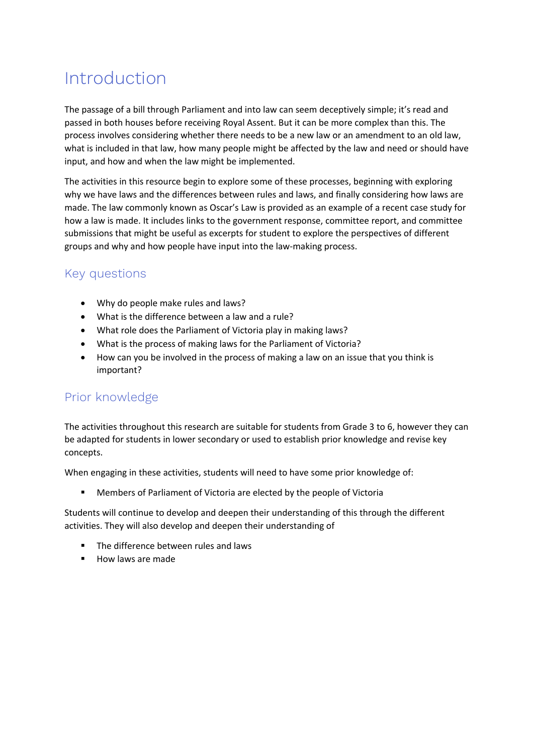# Introduction

The passage of a bill through Parliament and into law can seem deceptively simple; it's read and passed in both houses before receiving Royal Assent. But it can be more complex than this. The process involves considering whether there needs to be a new law or an amendment to an old law, what is included in that law, how many people might be affected by the law and need or should have input, and how and when the law might be implemented.

The activities in this resource begin to explore some of these processes, beginning with exploring why we have laws and the differences between rules and laws, and finally considering how laws are made. The law commonly known as Oscar's Law is provided as an example of a recent case study for how a law is made. It includes links to the government response, committee report, and committee submissions that might be useful as excerpts for student to explore the perspectives of different groups and why and how people have input into the law-making process.

## Key questions

- Why do people make rules and laws?
- What is the difference between a law and a rule?
- What role does the Parliament of Victoria play in making laws?
- What is the process of making laws for the Parliament of Victoria?
- How can you be involved in the process of making a law on an issue that you think is important?

## Prior knowledge

The activities throughout this research are suitable for students from Grade 3 to 6, however they can be adapted for students in lower secondary or used to establish prior knowledge and revise key concepts.

When engaging in these activities, students will need to have some prior knowledge of:

- Members of Parliament of Victoria are elected by the people of Victoria

Students will continue to develop and deepen their understanding of this through the different activities. They will also develop and deepen their understanding of

- The difference between rules and laws
- How laws are made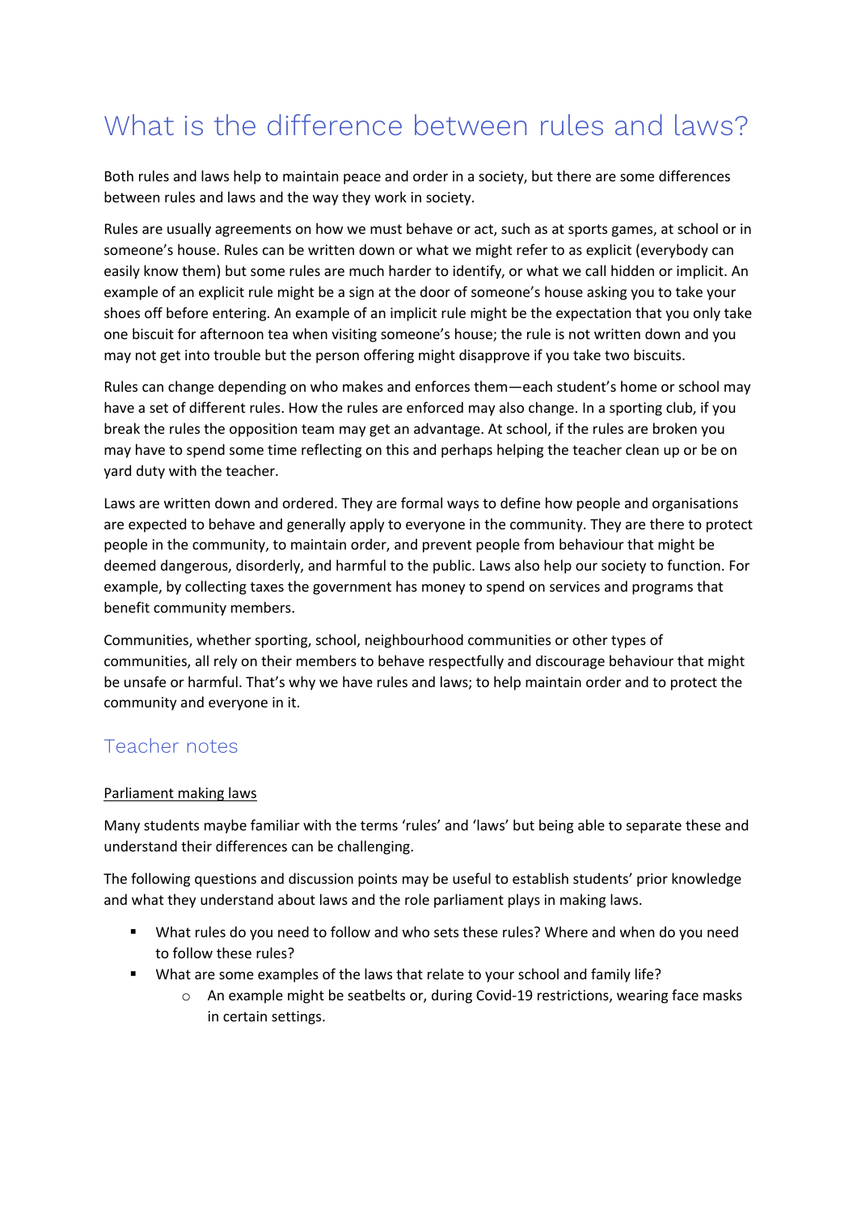# What is the difference between rules and laws?

Both rules and laws help to maintain peace and order in a society, but there are some differences between rules and laws and the way they work in society.

Rules are usually agreements on how we must behave or act, such as at sports games, at school or in someone's house. Rules can be written down or what we might refer to as explicit (everybody can easily know them) but some rules are much harder to identify, or what we call hidden or implicit. An example of an explicit rule might be a sign at the door of someone's house asking you to take your shoes off before entering. An example of an implicit rule might be the expectation that you only take one biscuit for afternoon tea when visiting someone's house; the rule is not written down and you may not get into trouble but the person offering might disapprove if you take two biscuits.

Rules can change depending on who makes and enforces them—each student's home or school may have a set of different rules. How the rules are enforced may also change. In a sporting club, if you break the rules the opposition team may get an advantage. At school, if the rules are broken you may have to spend some time reflecting on this and perhaps helping the teacher clean up or be on yard duty with the teacher.

Laws are written down and ordered. They are formal ways to define how people and organisations are expected to behave and generally apply to everyone in the community. They are there to protect people in the community, to maintain order, and prevent people from behaviour that might be deemed dangerous, disorderly, and harmful to the public. Laws also help our society to function. For example, by collecting taxes the government has money to spend on services and programs that benefit community members.

Communities, whether sporting, school, neighbourhood communities or other types of communities, all rely on their members to behave respectfully and discourage behaviour that might be unsafe or harmful. That's why we have rules and laws; to help maintain order and to protect the community and everyone in it.

## Teacher notes

<u>Parliament making laws</u>

Many students maybe familiar with the terms 'rules' and 'laws' but being able to separate these and understand their differences can be challenging.

The following questions and discussion points may be useful to establish students' prior knowledge and what they understand about laws and the role parliament plays in making laws.

- What rules do you need to follow and who sets these rules? Where and when do you need to follow these rules?
- What are some examples of the laws that relate to your school and family life?
    - An example might be seatbelts or, during Covid-19 restrictions, wearing face masks in certain settings.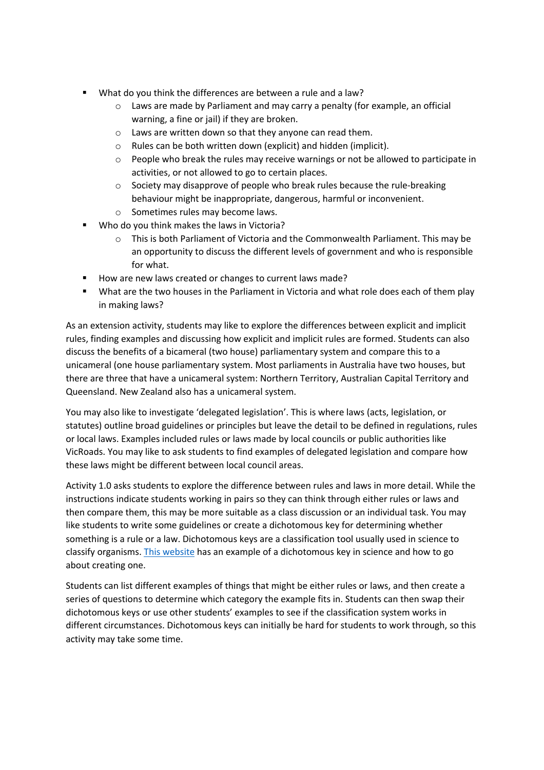- What do you think the differences are between a rule and a law?
    - Laws are made by Parliament and may carry a penalty (for example, an official warning, a fine or jail) if they are broken.
    - Laws are written down so that they anyone can read them.
    - Rules can be both written down (explicit) and hidden (implicit).
    - People who break the rules may receive warnings or not be allowed to participate in activities, or not allowed to go to certain places.
    - Society may disapprove of people who break rules because the rule-breaking behaviour might be inappropriate, dangerous, harmful or inconvenient.
    - Sometimes rules may become laws.
- Who do you think makes the laws in Victoria?
    - This is both Parliament of Victoria and the Commonwealth Parliament. This may be an opportunity to discuss the different levels of government and who is responsible for what.
- How are new laws created or changes to current laws made?
- What are the two houses in the Parliament in Victoria and what role does each of them play in making laws?

As an extension activity, students may like to explore the differences between explicit and implicit rules, finding examples and discussing how explicit and implicit rules are formed. Students can also discuss the benefits of a bicameral (two house) parliamentary system and compare this to a unicameral (one house parliamentary system. Most parliaments in Australia have two houses, but there are three that have a unicameral system: Northern Territory, Australian Capital Territory and Queensland. New Zealand also has a unicameral system.

You may also like to investigate 'delegated legislation'. This is where laws (acts, legislation, or statutes) outline broad guidelines or principles but leave the detail to be defined in regulations, rules or local laws. Examples included rules or laws made by local councils or public authorities like VicRoads. You may like to ask students to find examples of delegated legislation and compare how these laws might be different between local council areas.

Activity 1.0 asks students to explore the difference between rules and laws in more detail. While the instructions indicate students working in pairs so they can think through either rules or laws and then compare them, this may be more suitable as a class discussion or an individual task. You may like students to write some guidelines or create a dichotomous key for determining whether something is a rule or a law. Dichotomous keys are a classification tool usually used in science to classify organisms. [This website]() has an example of a dichotomous key in science and how to go about creating one.

Students can list different examples of things that might be either rules or laws, and then create a series of questions to determine which category the example fits in. Students can then swap their dichotomous keys or use other students' examples to see if the classification system works in different circumstances. Dichotomous keys can initially be hard for students to work through, so this activity may take some time.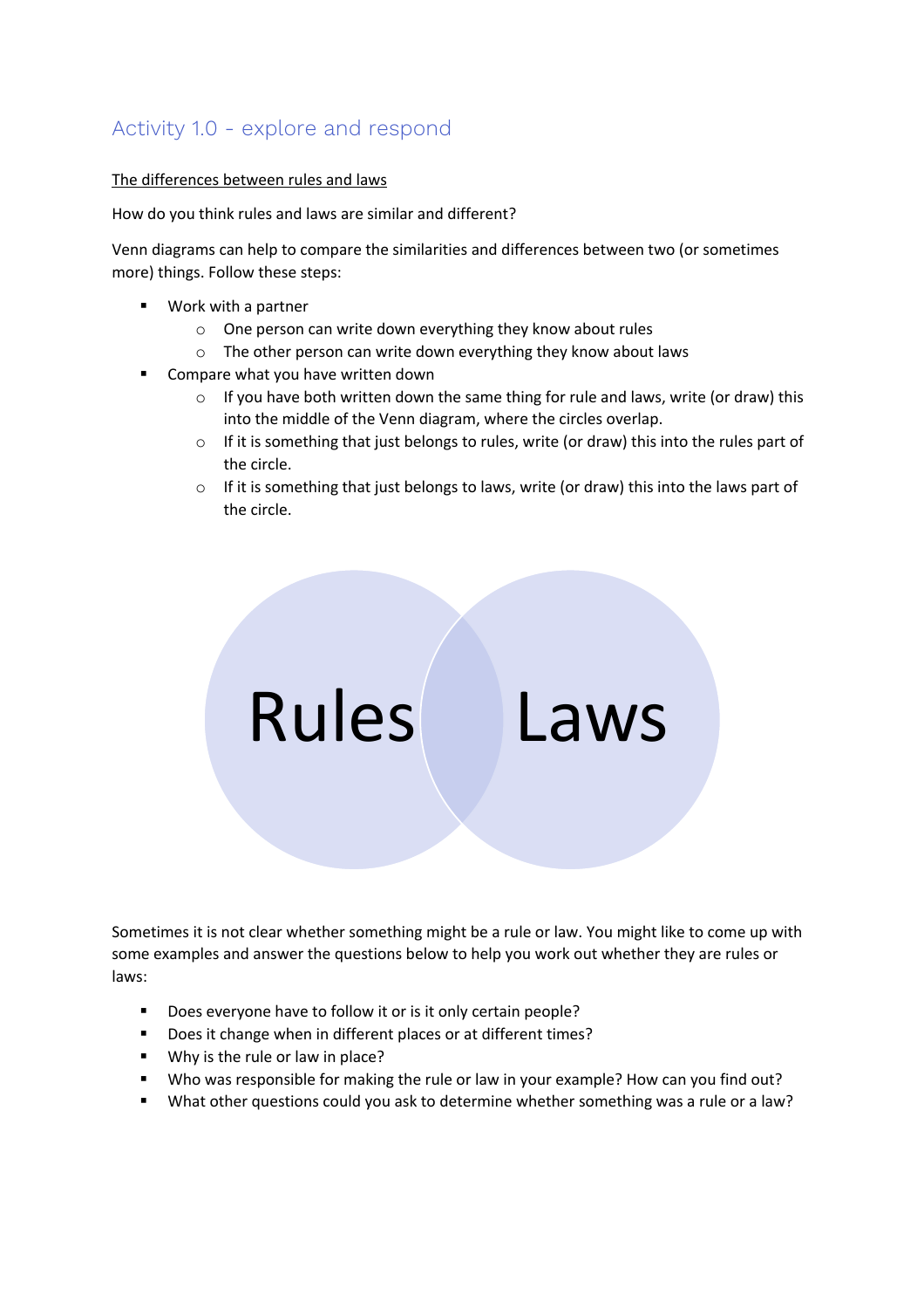## Activity 1.0 - explore and respond

<u>The differences between rules and laws</u>

How do you think rules and laws are similar and different?

Venn diagrams can help to compare the similarities and differences between two (or sometimes more) things. Follow these steps:

- Work with a partner
  - One person can write down everything they know about rules
  - The other person can write down everything they know about laws
- Compare what you have written down
  - If you have both written down the same thing for rule and laws, write (or draw) this into the middle of the Venn diagram, where the circles overlap.
  - If it is something that just belongs to rules, write (or draw) this into the rules part of the circle.
  - If it is something that just belongs to laws, write (or draw) this into the laws part of the circle.

Rules Laws

Sometimes it is not clear whether something might be a rule or law. You might like to come up with some examples and answer the questions below to help you work out whether they are rules or laws:

- Does everyone have to follow it or is it only certain people?
- Does it change when in different places or at different times?
- Why is the rule or law in place?
- Who was responsible for making the rule or law in your example? How can you find out?
- What other questions could you ask to determine whether something was a rule or a law?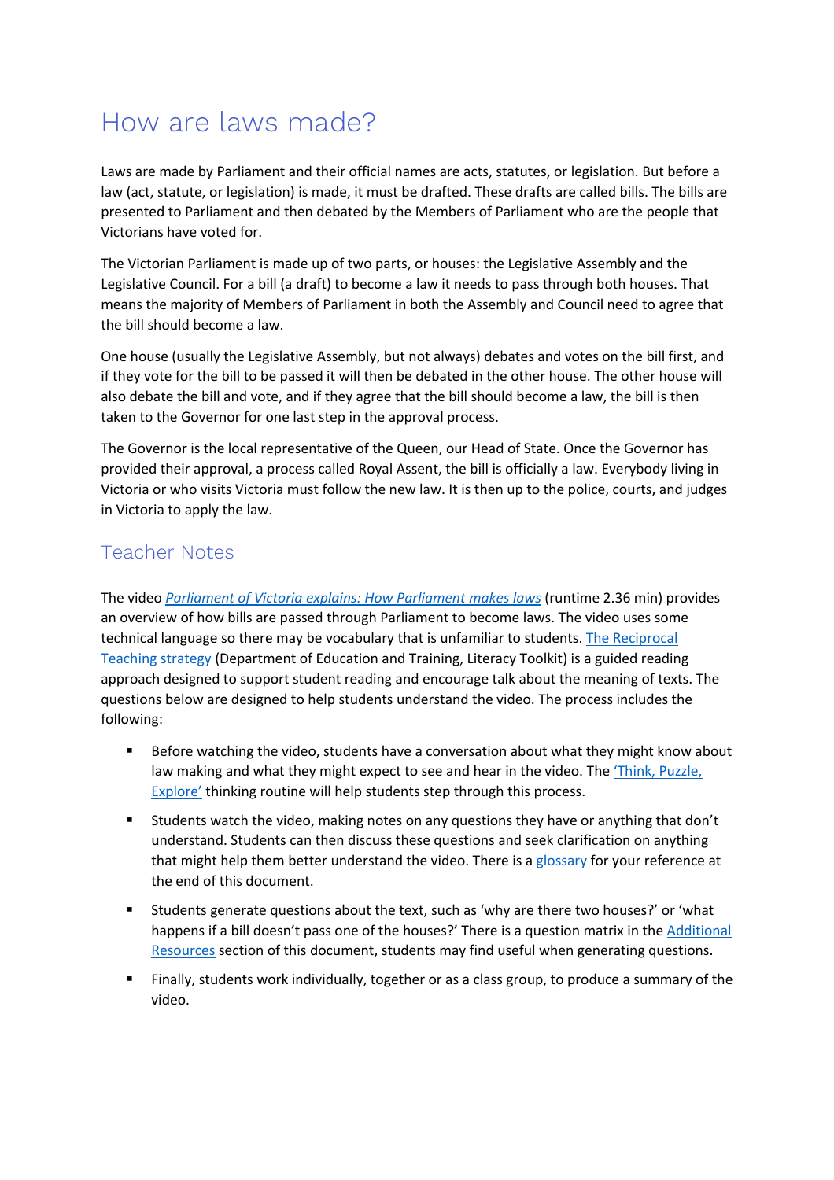# How are laws made?

Laws are made by Parliament and their official names are acts, statutes, or legislation. But before a law (act, statute, or legislation) is made, it must be drafted. These drafts are called bills. The bills are presented to Parliament and then debated by the Members of Parliament who are the people that Victorians have voted for.

The Victorian Parliament is made up of two parts, or houses: the Legislative Assembly and the Legislative Council. For a bill (a draft) to become a law it needs to pass through both houses. That means the majority of Members of Parliament in both the Assembly and Council need to agree that the bill should become a law.

One house (usually the Legislative Assembly, but not always) debates and votes on the bill first, and if they vote for the bill to be passed it will then be debated in the other house. The other house will also debate the bill and vote, and if they agree that the bill should become a law, the bill is then taken to the Governor for one last step in the approval process.

The Governor is the local representative of the Queen, our Head of State. Once the Governor has provided their approval, a process called Royal Assent, the bill is officially a law. Everybody living in Victoria or who visits Victoria must follow the new law. It is then up to the police, courts, and judges in Victoria to apply the law.

## Teacher Notes

The video *Parliament of Victoria explains: How Parliament makes laws* (runtime 2.36 min) provides an overview of how bills are passed through Parliament to become laws. The video uses some technical language so there may be vocabulary that is unfamiliar to students. The Reciprocal Teaching strategy (Department of Education and Training, Literacy Toolkit) is a guided reading approach designed to support student reading and encourage talk about the meaning of texts. The questions below are designed to help students understand the video. The process includes the following:

- Before watching the video, students have a conversation about what they might know about law making and what they might expect to see and hear in the video. The 'Think, Puzzle, Explore' thinking routine will help students step through this process.
- Students watch the video, making notes on any questions they have or anything that don't understand. Students can then discuss these questions and seek clarification on anything that might help them better understand the video. There is a glossary for your reference at the end of this document.
- Students generate questions about the text, such as 'why are there two houses?' or 'what happens if a bill doesn't pass one of the houses?' There is a question matrix in the Additional Resources section of this document, students may find useful when generating questions.
- Finally, students work individually, together or as a class group, to produce a summary of the video.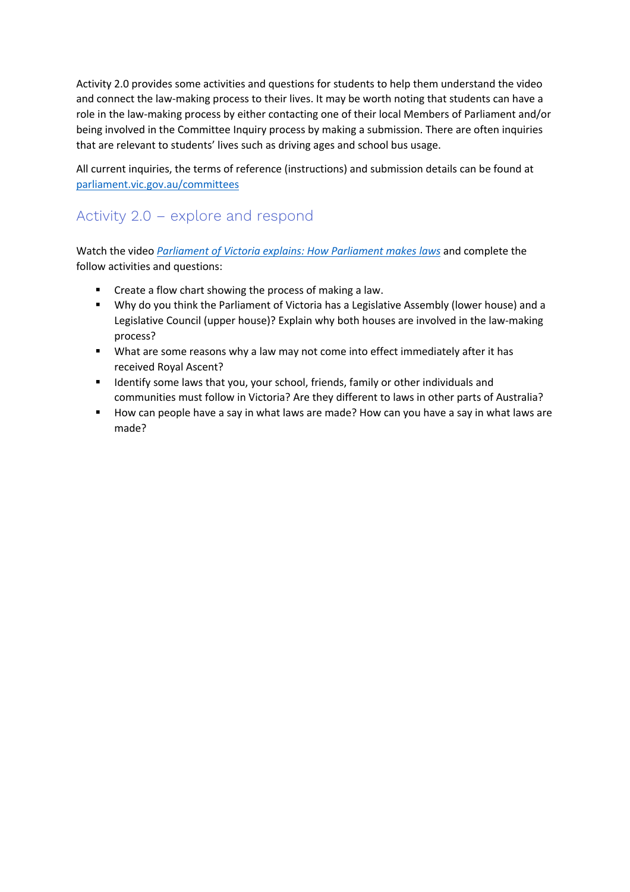Activity 2.0 provides some activities and questions for students to help them understand the video and connect the law-making process to their lives. It may be worth noting that students can have a role in the law-making process by either contacting one of their local Members of Parliament and/or being involved in the Committee Inquiry process by making a submission. There are often inquiries that are relevant to students' lives such as driving ages and school bus usage.

All current inquiries, the terms of reference (instructions) and submission details can be found at [parliament.vic.gov.au/committees](parliament.vic.gov.au/committees)

## Activity 2.0 – explore and respond

Watch the video *Parliament of Victoria explains: How Parliament makes laws* and complete the follow activities and questions:

- Create a flow chart showing the process of making a law.
- Why do you think the Parliament of Victoria has a Legislative Assembly (lower house) and a Legislative Council (upper house)? Explain why both houses are involved in the law-making process?
- What are some reasons why a law may not come into effect immediately after it has received Royal Ascent?
- Identify some laws that you, your school, friends, family or other individuals and communities must follow in Victoria? Are they different to laws in other parts of Australia?
- How can people have a say in what laws are made? How can you have a say in what laws are made?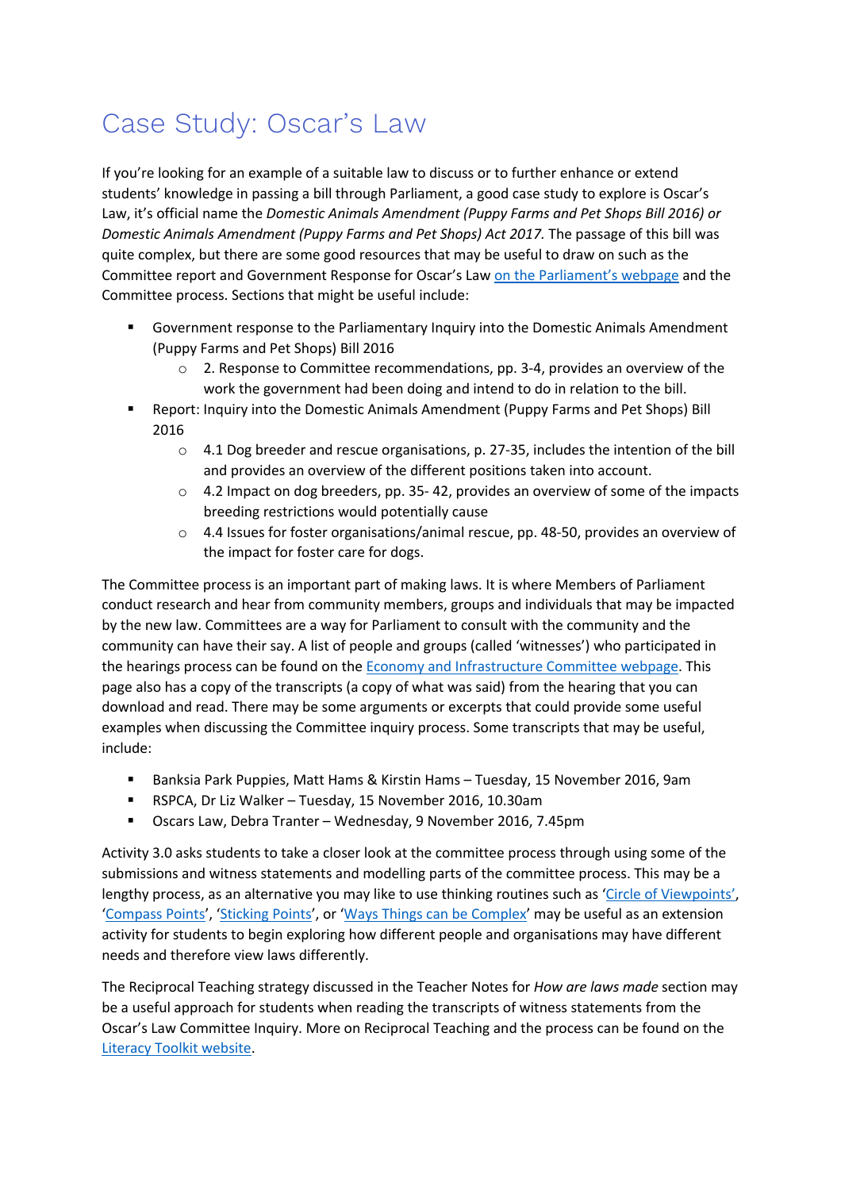# Case Study: Oscar's Law

If you're looking for an example of a suitable law to discuss or to further enhance or extend students' knowledge in passing a bill through Parliament, a good case study to explore is Oscar's Law, it's official name the *Domestic Animals Amendment (Puppy Farms and Pet Shops Bill 2016) or Domestic Animals Amendment (Puppy Farms and Pet Shops) Act 2017*. The passage of this bill was quite complex, but there are some good resources that may be useful to draw on such as the Committee report and Government Response for Oscar's Law [on the Parliament's webpage]() and the Committee process. Sections that might be useful include:

- Government response to the Parliamentary Inquiry into the Domestic Animals Amendment (Puppy Farms and Pet Shops) Bill 2016
  - 2. Response to Committee recommendations, pp. 3-4, provides an overview of the work the government had been doing and intend to do in relation to the bill.
- Report: Inquiry into the Domestic Animals Amendment (Puppy Farms and Pet Shops) Bill 2016
  - 4.1 Dog breeder and rescue organisations, p. 27-35, includes the intention of the bill and provides an overview of the different positions taken into account.
  - 4.2 Impact on dog breeders, pp. 35- 42, provides an overview of some of the impacts breeding restrictions would potentially cause
  - 4.4 Issues for foster organisations/animal rescue, pp. 48-50, provides an overview of the impact for foster care for dogs.

The Committee process is an important part of making laws. It is where Members of Parliament conduct research and hear from community members, groups and individuals that may be impacted by the new law. Committees are a way for Parliament to consult with the community and the community can have their say. A list of people and groups (called 'witnesses') who participated in the hearings process can be found on the [Economy and Infrastructure Committee webpage](). This page also has a copy of the transcripts (a copy of what was said) from the hearing that you can download and read. There may be some arguments or excerpts that could provide some useful examples when discussing the Committee inquiry process. Some transcripts that may be useful, include:

- Banksia Park Puppies, Matt Hams & Kirstin Hams – Tuesday, 15 November 2016, 9am
- RSPCA, Dr Liz Walker – Tuesday, 15 November 2016, 10.30am
- Oscars Law, Debra Tranter – Wednesday, 9 November 2016, 7.45pm

Activity 3.0 asks students to take a closer look at the committee process through using some of the submissions and witness statements and modelling parts of the committee process. This may be a lengthy process, as an alternative you may like to use thinking routines such as '[Circle of Viewpoints]()', '[Compass Points]()', '[Sticking Points]()', or '[Ways Things can be Complex]()' may be useful as an extension activity for students to begin exploring how different people and organisations may have different needs and therefore view laws differently.

The Reciprocal Teaching strategy discussed in the Teacher Notes for *How are laws made* section may be a useful approach for students when reading the transcripts of witness statements from the Oscar's Law Committee Inquiry. More on Reciprocal Teaching and the process can be found on the [Literacy Toolkit website]().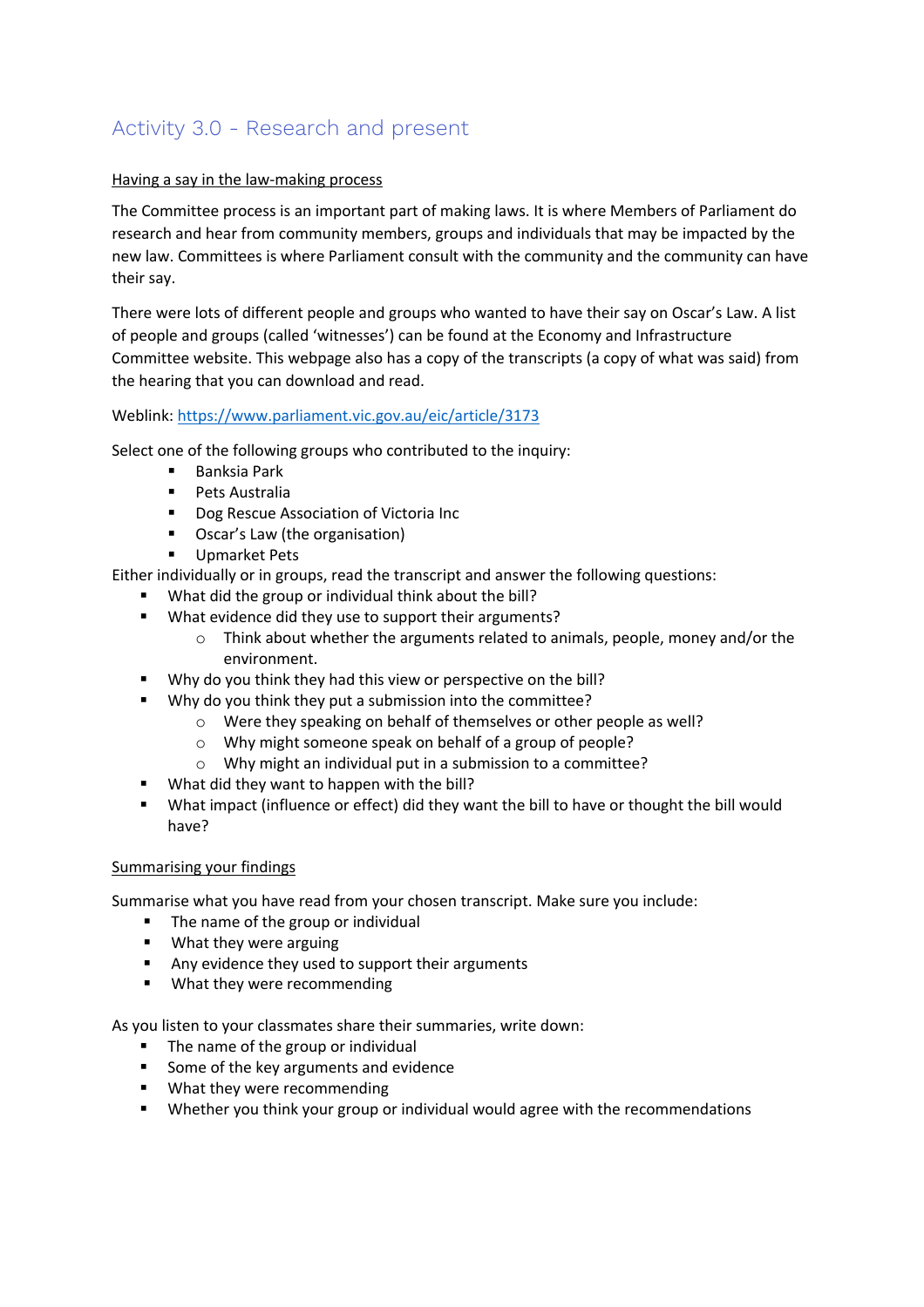## Activity 3.0 - Research and present

<u>Having a say in the law-making process</u>

The Committee process is an important part of making laws. It is where Members of Parliament do research and hear from community members, groups and individuals that may be impacted by the new law. Committees is where Parliament consult with the community and the community can have their say.

There were lots of different people and groups who wanted to have their say on Oscar's Law. A list of people and groups (called 'witnesses') can be found at the Economy and Infrastructure Committee website. This webpage also has a copy of the transcripts (a copy of what was said) from the hearing that you can download and read.

Weblink: [https://www.parliament.vic.gov.au/eic/article/3173](https://www.parliament.vic.gov.au/eic/article/3173)

Select one of the following groups who contributed to the inquiry:

- Banksia Park
- Pets Australia
- Dog Rescue Association of Victoria Inc
- Oscar's Law (the organisation)
- Upmarket Pets

Either individually or in groups, read the transcript and answer the following questions:

- What did the group or individual think about the bill?
- What evidence did they use to support their arguments?
  - Think about whether the arguments related to animals, people, money and/or the environment.
- Why do you think they had this view or perspective on the bill?
- Why do you think they put a submission into the committee?
  - Were they speaking on behalf of themselves or other people as well?
  - Why might someone speak on behalf of a group of people?
  - Why might an individual put in a submission to a committee?
- What did they want to happen with the bill?
- What impact (influence or effect) did they want the bill to have or thought the bill would have?

<u>Summarising your findings</u>

Summarise what you have read from your chosen transcript. Make sure you include:

- The name of the group or individual
- What they were arguing
- Any evidence they used to support their arguments
- What they were recommending

As you listen to your classmates share their summaries, write down:

- The name of the group or individual
- Some of the key arguments and evidence
- What they were recommending
- Whether you think your group or individual would agree with the recommendations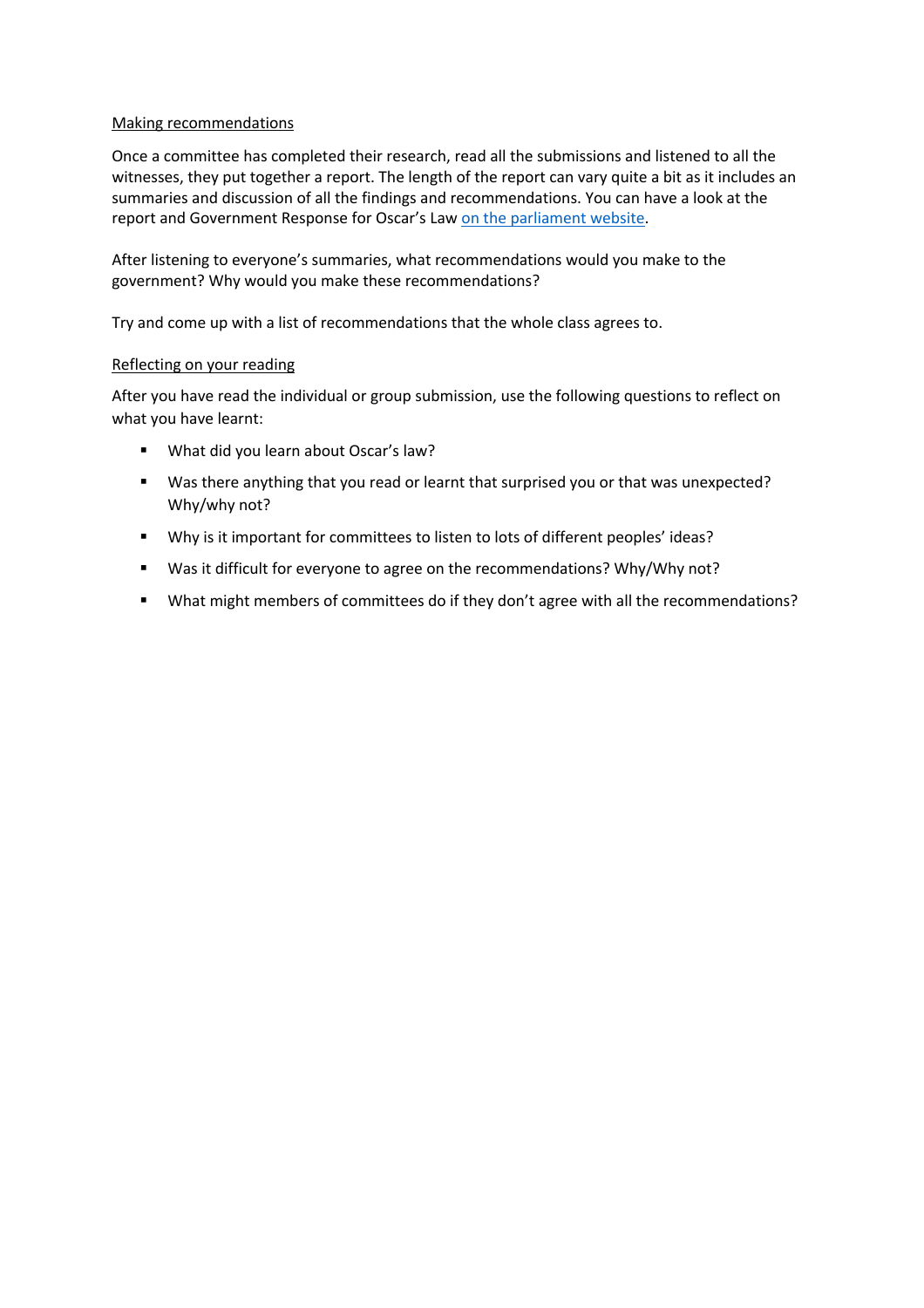<u>Making recommendations</u>

Once a committee has completed their research, read all the submissions and listened to all the witnesses, they put together a report. The length of the report can vary quite a bit as it includes an summaries and discussion of all the findings and recommendations. You can have a look at the report and Government Response for Oscar's Law [on the parliament website](on the parliament website).

After listening to everyone's summaries, what recommendations would you make to the government? Why would you make these recommendations?

Try and come up with a list of recommendations that the whole class agrees to.

<u>Reflecting on your reading</u>

After you have read the individual or group submission, use the following questions to reflect on what you have learnt:

- What did you learn about Oscar's law?
- Was there anything that you read or learnt that surprised you or that was unexpected? Why/why not?
- Why is it important for committees to listen to lots of different peoples' ideas?
- Was it difficult for everyone to agree on the recommendations? Why/Why not?
- What might members of committees do if they don't agree with all the recommendations?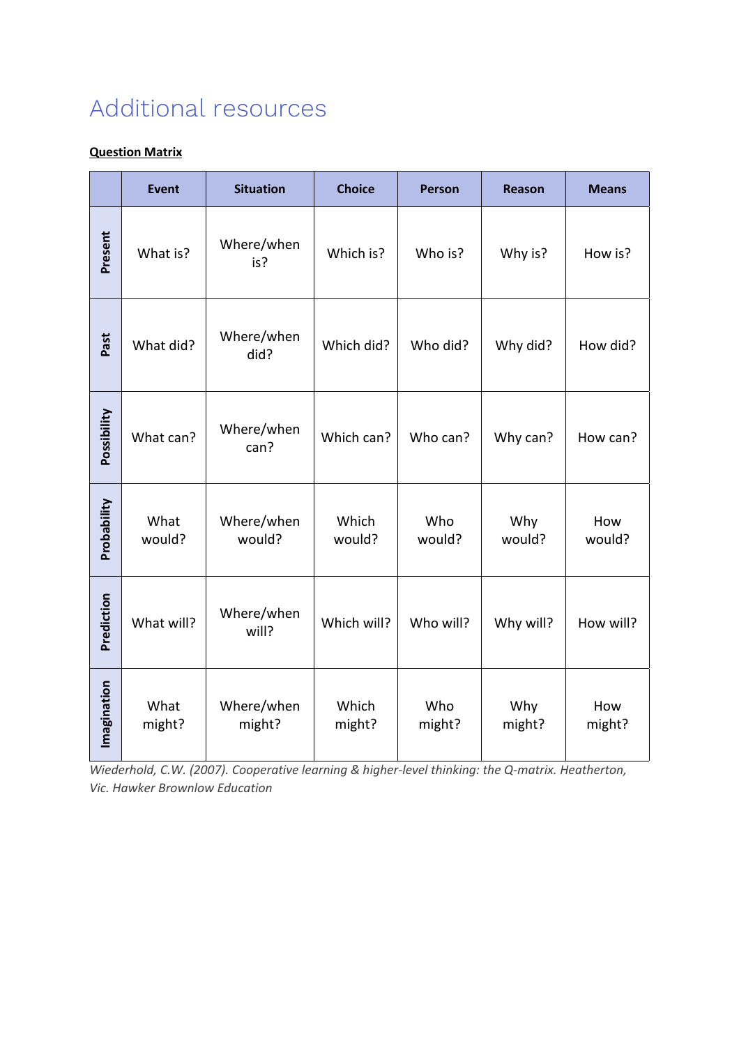# Additional resources

**Question Matrix**

| | Event | Situation | Choice | Person | Reason | Means |
|---|---|---|---|---|---|---|
| **Present** | What is? | Where/when is? | Which is? | Who is? | Why is? | How is? |
| **Past** | What did? | Where/when did? | Which did? | Who did? | Why did? | How did? |
| **Possibility** | What can? | Where/when can? | Which can? | Who can? | Why can? | How can? |
| **Probability** | What would? | Where/when would? | Which would? | Who would? | Why would? | How would? |
| **Prediction** | What will? | Where/when will? | Which will? | Who will? | Why will? | How will? |
| **Imagination** | What might? | Where/when might? | Which might? | Who might? | Why might? | How might? |

*Wiederhold, C.W. (2007). Cooperative learning & higher-level thinking: the Q-matrix. Heatherton, Vic. Hawker Brownlow Education*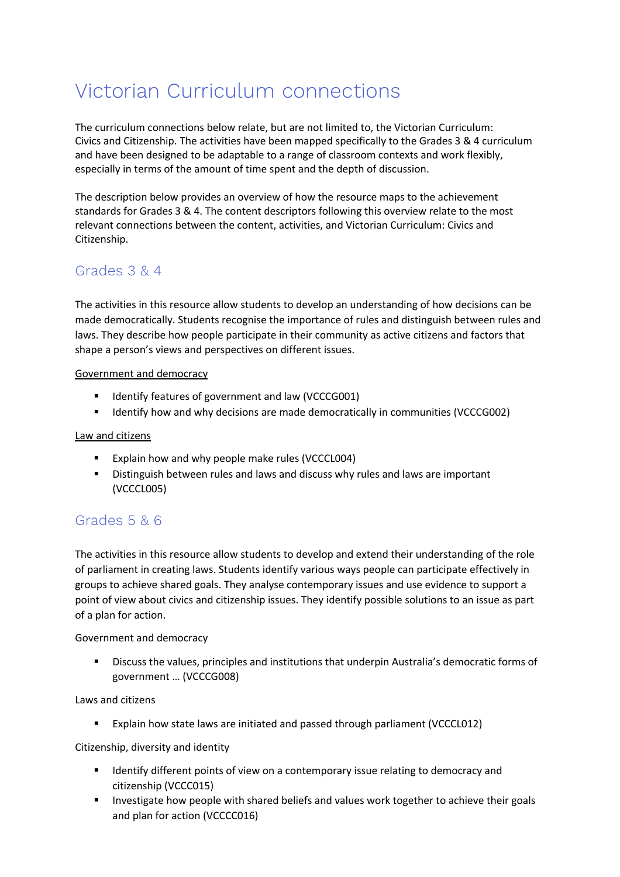# Victorian Curriculum connections

The curriculum connections below relate, but are not limited to, the Victorian Curriculum: Civics and Citizenship. The activities have been mapped specifically to the Grades 3 & 4 curriculum and have been designed to be adaptable to a range of classroom contexts and work flexibly, especially in terms of the amount of time spent and the depth of discussion.

The description below provides an overview of how the resource maps to the achievement standards for Grades 3 & 4. The content descriptors following this overview relate to the most relevant connections between the content, activities, and Victorian Curriculum: Civics and Citizenship.

## Grades 3 & 4

The activities in this resource allow students to develop an understanding of how decisions can be made democratically. Students recognise the importance of rules and distinguish between rules and laws. They describe how people participate in their community as active citizens and factors that shape a person's views and perspectives on different issues.

<u>Government and democracy</u>

- Identify features of government and law (VCCCG001)
- Identify how and why decisions are made democratically in communities (VCCCG002)

<u>Law and citizens</u>

- Explain how and why people make rules (VCCCL004)
- Distinguish between rules and laws and discuss why rules and laws are important (VCCCL005)

## Grades 5 & 6

The activities in this resource allow students to develop and extend their understanding of the role of parliament in creating laws. Students identify various ways people can participate effectively in groups to achieve shared goals. They analyse contemporary issues and use evidence to support a point of view about civics and citizenship issues. They identify possible solutions to an issue as part of a plan for action.

Government and democracy

- Discuss the values, principles and institutions that underpin Australia's democratic forms of government … (VCCCG008)

Laws and citizens

- Explain how state laws are initiated and passed through parliament (VCCCL012)

Citizenship, diversity and identity

- Identify different points of view on a contemporary issue relating to democracy and citizenship (VCCC015)
- Investigate how people with shared beliefs and values work together to achieve their goals and plan for action (VCCCC016)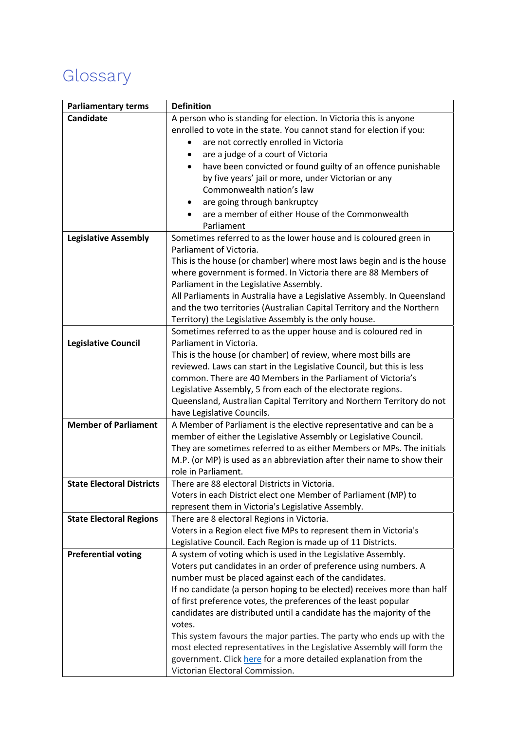# Glossary

| Parliamentary terms | Definition |
|---|---|
| **Candidate** | A person who is standing for election. In Victoria this is anyone enrolled to vote in the state. You cannot stand for election if you:<br>• are not correctly enrolled in Victoria<br>• are a judge of a court of Victoria<br>• have been convicted or found guilty of an offence punishable by five years' jail or more, under Victorian or any Commonwealth nation's law<br>• are going through bankruptcy<br>• are a member of either House of the Commonwealth Parliament |
| **Legislative Assembly** | Sometimes referred to as the lower house and is coloured green in Parliament of Victoria.<br>This is the house (or chamber) where most laws begin and is the house where government is formed. In Victoria there are 88 Members of Parliament in the Legislative Assembly.<br>All Parliaments in Australia have a Legislative Assembly. In Queensland and the two territories (Australian Capital Territory and the Northern Territory) the Legislative Assembly is the only house. |
| **Legislative Council** | Sometimes referred to as the upper house and is coloured red in Parliament in Victoria.<br>This is the house (or chamber) of review, where most bills are reviewed. Laws can start in the Legislative Council, but this is less common. There are 40 Members in the Parliament of Victoria's Legislative Assembly, 5 from each of the electorate regions.<br>Queensland, Australian Capital Territory and Northern Territory do not have Legislative Councils. |
| **Member of Parliament** | A Member of Parliament is the elective representative and can be a member of either the Legislative Assembly or Legislative Council.<br>They are sometimes referred to as either Members or MPs. The initials M.P. (or MP) is used as an abbreviation after their name to show their role in Parliament. |
| **State Electoral Districts** | There are 88 electoral Districts in Victoria.<br>Voters in each District elect one Member of Parliament (MP) to represent them in Victoria's Legislative Assembly. |
| **State Electoral Regions** | There are 8 electoral Regions in Victoria.<br>Voters in a Region elect five MPs to represent them in Victoria's Legislative Council. Each Region is made up of 11 Districts. |
| **Preferential voting** | A system of voting which is used in the Legislative Assembly.<br>Voters put candidates in an order of preference using numbers. A number must be placed against each of the candidates.<br>If no candidate (a person hoping to be elected) receives more than half of first preference votes, the preferences of the least popular candidates are distributed until a candidate has the majority of the votes.<br>This system favours the major parties. The party who ends up with the most elected representatives in the Legislative Assembly will form the government. Click here for a more detailed explanation from the Victorian Electoral Commission. |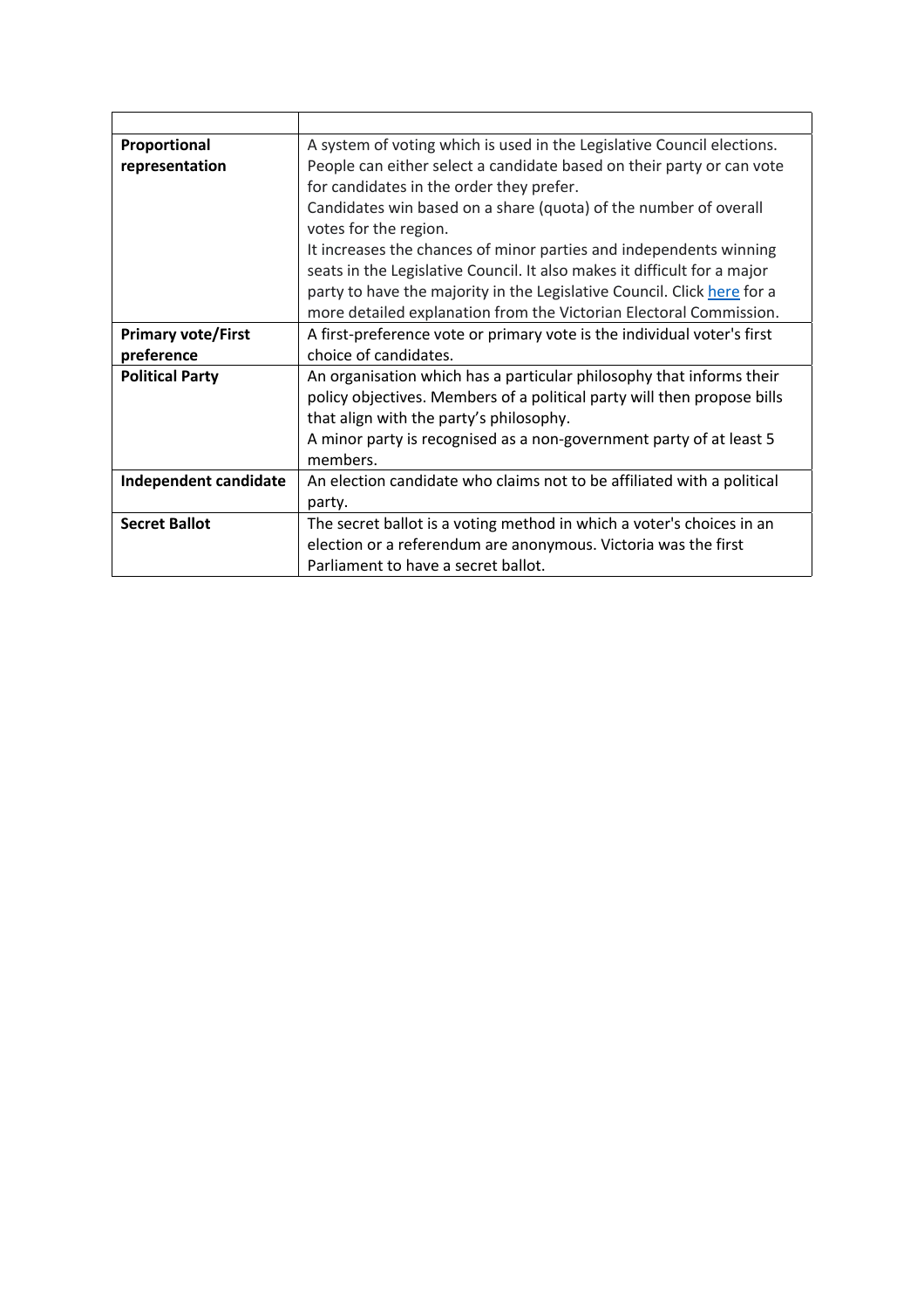| | |
|---|---|
| **Proportional representation** | A system of voting which is used in the Legislative Council elections. People can either select a candidate based on their party or can vote for candidates in the order they prefer.<br>Candidates win based on a share (quota) of the number of overall votes for the region.<br>It increases the chances of minor parties and independents winning seats in the Legislative Council. It also makes it difficult for a major party to have the majority in the Legislative Council. Click here for a more detailed explanation from the Victorian Electoral Commission. |
| **Primary vote/First preference** | A first-preference vote or primary vote is the individual voter's first choice of candidates. |
| **Political Party** | An organisation which has a particular philosophy that informs their policy objectives. Members of a political party will then propose bills that align with the party's philosophy.<br>A minor party is recognised as a non-government party of at least 5 members. |
| **Independent candidate** | An election candidate who claims not to be affiliated with a political party. |
| **Secret Ballot** | The secret ballot is a voting method in which a voter's choices in an election or a referendum are anonymous. Victoria was the first Parliament to have a secret ballot. |